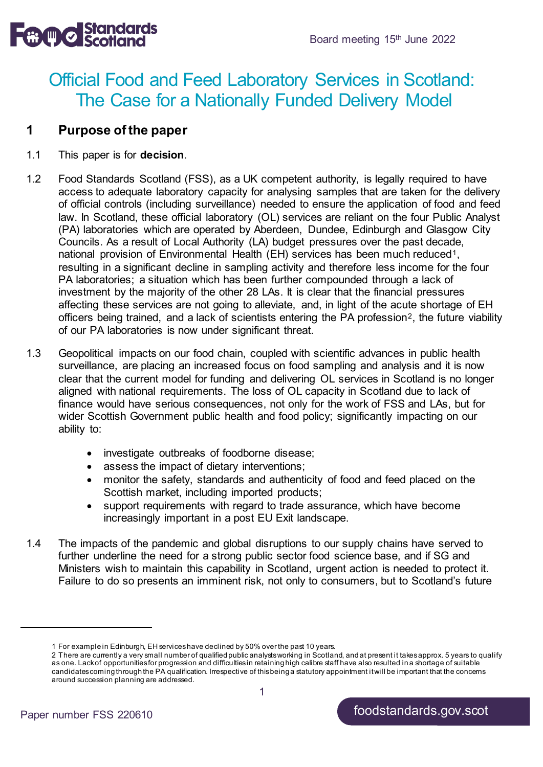Board meeting 15th June 2022

# Official Food and Feed Laboratory Services in Scotland: The Case for a Nationally Funded Delivery Model

## 1 Purpose of the paper

1.1 This paper is for **decision**.

1.2 Food Standards Scotland (FSS), as a UK competent authority, is legally required to have access to adequate laboratory capacity for analysing samples that are taken for the delivery of official controls (including surveillance) needed to ensure the application of food and feed law. In Scotland, these official laboratory (OL) services are reliant on the four Public Analyst (PA) laboratories which are operated by Aberdeen, Dundee, Edinburgh and Glasgow City Councils. As a result of Local Authority (LA) budget pressures over the past decade, national provision of Environmental Health (EH) services has been much reduced[1], resulting in a significant decline in sampling activity and therefore less income for the four PA laboratories; a situation which has been further compounded through a lack of investment by the majority of the other 28 LAs. It is clear that the financial pressures affecting these services are not going to alleviate, and, in light of the acute shortage of EH officers being trained, and a lack of scientists entering the PA profession[2], the future viability of our PA laboratories is now under significant threat.

1.3 Geopolitical impacts on our food chain, coupled with scientific advances in public health surveillance, are placing an increased focus on food sampling and analysis and it is now clear that the current model for funding and delivering OL services in Scotland is no longer aligned with national requirements. The loss of OL capacity in Scotland due to lack of finance would have serious consequences, not only for the work of FSS and LAs, but for wider Scottish Government public health and food policy; significantly impacting on our ability to:

- investigate outbreaks of foodborne disease;
- assess the impact of dietary interventions;
- monitor the safety, standards and authenticity of food and feed placed on the Scottish market, including imported products;
- support requirements with regard to trade assurance, which have become increasingly important in a post EU Exit landscape.

1.4 The impacts of the pandemic and global disruptions to our supply chains have served to further underline the need for a strong public sector food science base, and if SG and Ministers wish to maintain this capability in Scotland, urgent action is needed to protect it. Failure to do so presents an imminent risk, not only to consumers, but to Scotland's future

---

[1] For example in Edinburgh, EH services have declined by 50% over the past 10 years.

[2] There are currently a very small number of qualified public analysts working in Scotland, and at present it takes approx. 5 years to qualify as one. Lack of opportunities for progression and difficulties in retaining high calibre staff have also resulted in a shortage of suitable candidates coming through the PA qualification. Irrespective of this being a statutory appointment it will be important that the concerns around succession planning are addressed.

Paper number FSS 220610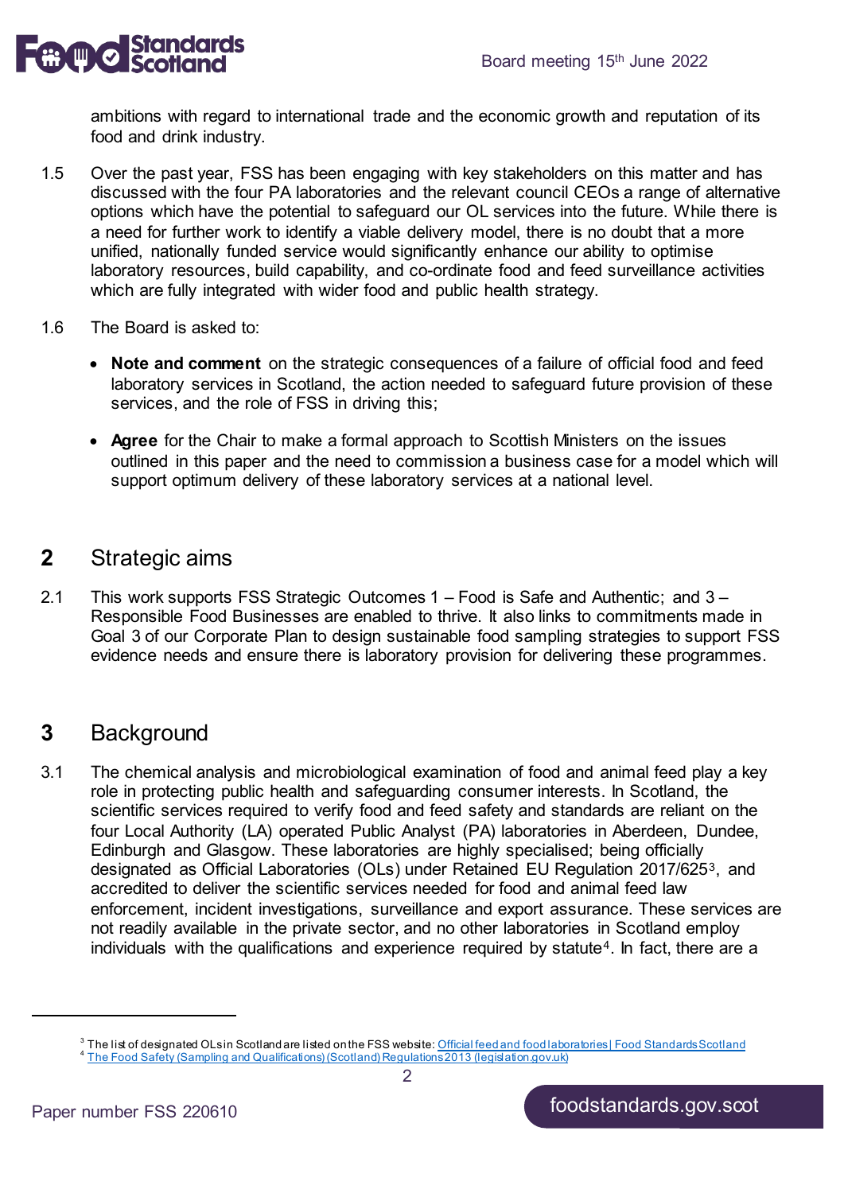ambitions with regard to international trade and the economic growth and reputation of its food and drink industry.

1.5 Over the past year, FSS has been engaging with key stakeholders on this matter and has discussed with the four PA laboratories and the relevant council CEOs a range of alternative options which have the potential to safeguard our OL services into the future. While there is a need for further work to identify a viable delivery model, there is no doubt that a more unified, nationally funded service would significantly enhance our ability to optimise laboratory resources, build capability, and co-ordinate food and feed surveillance activities which are fully integrated with wider food and public health strategy.

1.6 The Board is asked to:

- **Note and comment** on the strategic consequences of a failure of official food and feed laboratory services in Scotland, the action needed to safeguard future provision of these services, and the role of FSS in driving this;
- **Agree** for the Chair to make a formal approach to Scottish Ministers on the issues outlined in this paper and the need to commission a business case for a model which will support optimum delivery of these laboratory services at a national level.

## 2 Strategic aims

2.1 This work supports FSS Strategic Outcomes 1 – Food is Safe and Authentic; and 3 – Responsible Food Businesses are enabled to thrive. It also links to commitments made in Goal 3 of our Corporate Plan to design sustainable food sampling strategies to support FSS evidence needs and ensure there is laboratory provision for delivering these programmes.

## 3 Background

3.1 The chemical analysis and microbiological examination of food and animal feed play a key role in protecting public health and safeguarding consumer interests. In Scotland, the scientific services required to verify food and feed safety and standards are reliant on the four Local Authority (LA) operated Public Analyst (PA) laboratories in Aberdeen, Dundee, Edinburgh and Glasgow. These laboratories are highly specialised; being officially designated as Official Laboratories (OLs) under Retained EU Regulation 2017/625[3], and accredited to deliver the scientific services needed for food and animal feed law enforcement, incident investigations, surveillance and export assurance. These services are not readily available in the private sector, and no other laboratories in Scotland employ individuals with the qualifications and experience required by statute[4]. In fact, there are a

[3] The list of designated OLs in Scotland are listed on the FSS website: Official feed and food laboratories | Food Standards Scotland

[4] The Food Safety (Sampling and Qualifications) (Scotland) Regulations 2013 (legislation.gov.uk)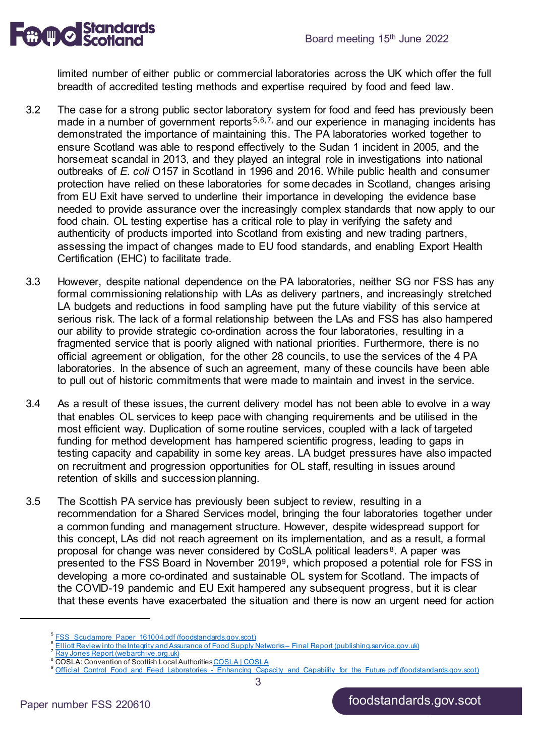limited number of either public or commercial laboratories across the UK which offer the full breadth of accredited testing methods and expertise required by food and feed law.

3.2 The case for a strong public sector laboratory system for food and feed has previously been made in a number of government reports[5,6,7], and our experience in managing incidents has demonstrated the importance of maintaining this. The PA laboratories worked together to ensure Scotland was able to respond effectively to the Sudan 1 incident in 2005, and the horsemeat scandal in 2013, and they played an integral role in investigations into national outbreaks of *E. coli* O157 in Scotland in 1996 and 2016. While public health and consumer protection have relied on these laboratories for some decades in Scotland, changes arising from EU Exit have served to underline their importance in developing the evidence base needed to provide assurance over the increasingly complex standards that now apply to our food chain. OL testing expertise has a critical role to play in verifying the safety and authenticity of products imported into Scotland from existing and new trading partners, assessing the impact of changes made to EU food standards, and enabling Export Health Certification (EHC) to facilitate trade.

3.3 However, despite national dependence on the PA laboratories, neither SG nor FSS has any formal commissioning relationship with LAs as delivery partners, and increasingly stretched LA budgets and reductions in food sampling have put the future viability of this service at serious risk. The lack of a formal relationship between the LAs and FSS has also hampered our ability to provide strategic co-ordination across the four laboratories, resulting in a fragmented service that is poorly aligned with national priorities. Furthermore, there is no official agreement or obligation, for the other 28 councils, to use the services of the 4 PA laboratories. In the absence of such an agreement, many of these councils have been able to pull out of historic commitments that were made to maintain and invest in the service.

3.4 As a result of these issues, the current delivery model has not been able to evolve in a way that enables OL services to keep pace with changing requirements and be utilised in the most efficient way. Duplication of some routine services, coupled with a lack of targeted funding for method development has hampered scientific progress, leading to gaps in testing capacity and capability in some key areas. LA budget pressures have also impacted on recruitment and progression opportunities for OL staff, resulting in issues around retention of skills and succession planning.

3.5 The Scottish PA service has previously been subject to review, resulting in a recommendation for a Shared Services model, bringing the four laboratories together under a common funding and management structure. However, despite widespread support for this concept, LAs did not reach agreement on its implementation, and as a result, a formal proposal for change was never considered by CoSLA political leaders[8]. A paper was presented to the FSS Board in November 2019[9], which proposed a potential role for FSS in developing a more co-ordinated and sustainable OL system for Scotland. The impacts of the COVID-19 pandemic and EU Exit hampered any subsequent progress, but it is clear that these events have exacerbated the situation and there is now an urgent need for action

---

[5] FSS_Scudamore_Paper_161004.pdf (foodstandards.gov.scot)

[6] Elliott Review into the Integrity and Assurance of Food Supply Networks – Final Report (publishing.service.gov.uk)

[7] Ray Jones Report (webarchive.org.uk)

[8] COSLA: Convention of Scottish Local Authorities COSLA | COSLA

[9] Official Control Food and Feed Laboratories - Enhancing Capacity and Capability for the Future.pdf (foodstandards.gov.scot)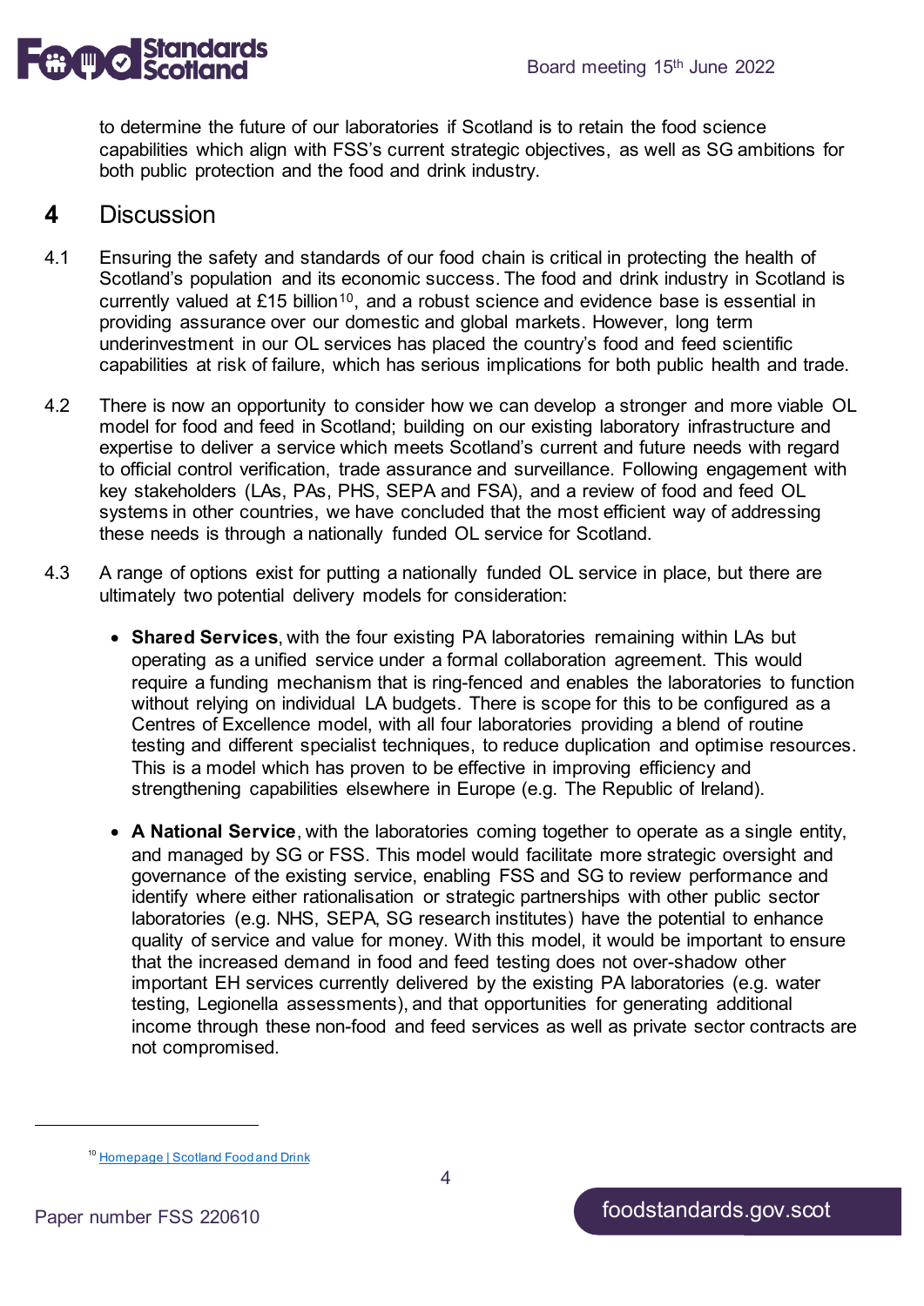to determine the future of our laboratories if Scotland is to retain the food science capabilities which align with FSS's current strategic objectives, as well as SG ambitions for both public protection and the food and drink industry.

## 4 Discussion

4.1 Ensuring the safety and standards of our food chain is critical in protecting the health of Scotland's population and its economic success. The food and drink industry in Scotland is currently valued at £15 billion[10], and a robust science and evidence base is essential in providing assurance over our domestic and global markets. However, long term underinvestment in our OL services has placed the country's food and feed scientific capabilities at risk of failure, which has serious implications for both public health and trade.

4.2 There is now an opportunity to consider how we can develop a stronger and more viable OL model for food and feed in Scotland; building on our existing laboratory infrastructure and expertise to deliver a service which meets Scotland's current and future needs with regard to official control verification, trade assurance and surveillance. Following engagement with key stakeholders (LAs, PAs, PHS, SEPA and FSA), and a review of food and feed OL systems in other countries, we have concluded that the most efficient way of addressing these needs is through a nationally funded OL service for Scotland.

4.3 A range of options exist for putting a nationally funded OL service in place, but there are ultimately two potential delivery models for consideration:

- **Shared Services**, with the four existing PA laboratories remaining within LAs but operating as a unified service under a formal collaboration agreement. This would require a funding mechanism that is ring-fenced and enables the laboratories to function without relying on individual LA budgets. There is scope for this to be configured as a Centres of Excellence model, with all four laboratories providing a blend of routine testing and different specialist techniques, to reduce duplication and optimise resources. This is a model which has proven to be effective in improving efficiency and strengthening capabilities elsewhere in Europe (e.g. The Republic of Ireland).

- **A National Service**, with the laboratories coming together to operate as a single entity, and managed by SG or FSS. This model would facilitate more strategic oversight and governance of the existing service, enabling FSS and SG to review performance and identify where either rationalisation or strategic partnerships with other public sector laboratories (e.g. NHS, SEPA, SG research institutes) have the potential to enhance quality of service and value for money. With this model, it would be important to ensure that the increased demand in food and feed testing does not over-shadow other important EH services currently delivered by the existing PA laboratories (e.g. water testing, Legionella assessments), and that opportunities for generating additional income through these non-food and feed services as well as private sector contracts are not compromised.

---

[10] Homepage | Scotland Food and Drink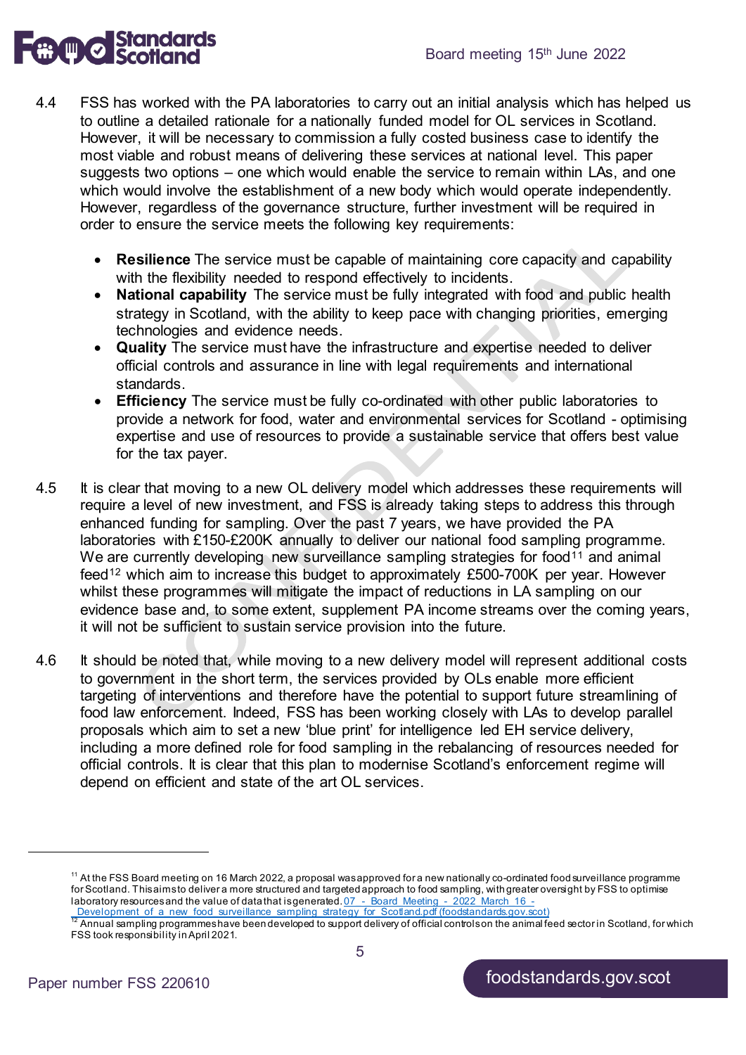4.4 FSS has worked with the PA laboratories to carry out an initial analysis which has helped us to outline a detailed rationale for a nationally funded model for OL services in Scotland. However, it will be necessary to commission a fully costed business case to identify the most viable and robust means of delivering these services at national level. This paper suggests two options – one which would enable the service to remain within LAs, and one which would involve the establishment of a new body which would operate independently. However, regardless of the governance structure, further investment will be required in order to ensure the service meets the following key requirements:

- **Resilience** The service must be capable of maintaining core capacity and capability with the flexibility needed to respond effectively to incidents.
- **National capability** The service must be fully integrated with food and public health strategy in Scotland, with the ability to keep pace with changing priorities, emerging technologies and evidence needs.
- **Quality** The service must have the infrastructure and expertise needed to deliver official controls and assurance in line with legal requirements and international standards.
- **Efficiency** The service must be fully co-ordinated with other public laboratories to provide a network for food, water and environmental services for Scotland - optimising expertise and use of resources to provide a sustainable service that offers best value for the tax payer.

4.5 It is clear that moving to a new OL delivery model which addresses these requirements will require a level of new investment, and FSS is already taking steps to address this through enhanced funding for sampling. Over the past 7 years, we have provided the PA laboratories with £150-£200K annually to deliver our national food sampling programme. We are currently developing new surveillance sampling strategies for food[11] and animal feed[12] which aim to increase this budget to approximately £500-700K per year. However whilst these programmes will mitigate the impact of reductions in LA sampling on our evidence base and, to some extent, supplement PA income streams over the coming years, it will not be sufficient to sustain service provision into the future.

4.6 It should be noted that, while moving to a new delivery model will represent additional costs to government in the short term, the services provided by OLs enable more efficient targeting of interventions and therefore have the potential to support future streamlining of food law enforcement. Indeed, FSS has been working closely with LAs to develop parallel proposals which aim to set a new 'blue print' for intelligence led EH service delivery, including a more defined role for food sampling in the rebalancing of resources needed for official controls. It is clear that this plan to modernise Scotland's enforcement regime will depend on efficient and state of the art OL services.

---

[11] At the FSS Board meeting on 16 March 2022, a proposal was approved for a new nationally co-ordinated food surveillance programme for Scotland. This aims to deliver a more structured and targeted approach to food sampling, with greater oversight by FSS to optimise laboratory resources and the value of data that is generated. [07 - Board Meeting - 2022 March 16 - Development of a new food surveillance sampling strategy for Scotland.pdf (foodstandards.gov.scot)]

[12] Annual sampling programmes have been developed to support delivery of official controls on the animal feed sector in Scotland, for which FSS took responsibility in April 2021.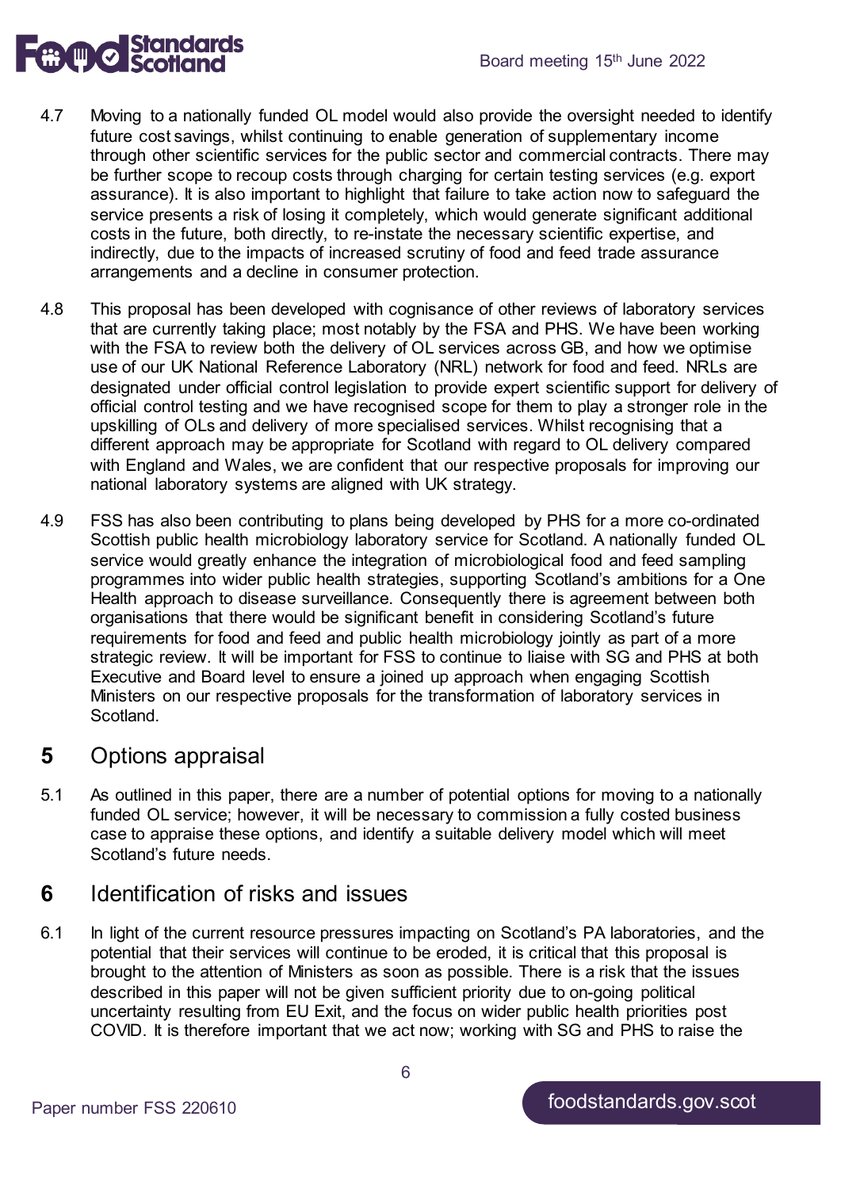4.7 Moving to a nationally funded OL model would also provide the oversight needed to identify future cost savings, whilst continuing to enable generation of supplementary income through other scientific services for the public sector and commercial contracts. There may be further scope to recoup costs through charging for certain testing services (e.g. export assurance). It is also important to highlight that failure to take action now to safeguard the service presents a risk of losing it completely, which would generate significant additional costs in the future, both directly, to re-instate the necessary scientific expertise, and indirectly, due to the impacts of increased scrutiny of food and feed trade assurance arrangements and a decline in consumer protection.

4.8 This proposal has been developed with cognisance of other reviews of laboratory services that are currently taking place; most notably by the FSA and PHS. We have been working with the FSA to review both the delivery of OL services across GB, and how we optimise use of our UK National Reference Laboratory (NRL) network for food and feed. NRLs are designated under official control legislation to provide expert scientific support for delivery of official control testing and we have recognised scope for them to play a stronger role in the upskilling of OLs and delivery of more specialised services. Whilst recognising that a different approach may be appropriate for Scotland with regard to OL delivery compared with England and Wales, we are confident that our respective proposals for improving our national laboratory systems are aligned with UK strategy.

4.9 FSS has also been contributing to plans being developed by PHS for a more co-ordinated Scottish public health microbiology laboratory service for Scotland. A nationally funded OL service would greatly enhance the integration of microbiological food and feed sampling programmes into wider public health strategies, supporting Scotland's ambitions for a One Health approach to disease surveillance. Consequently there is agreement between both organisations that there would be significant benefit in considering Scotland's future requirements for food and feed and public health microbiology jointly as part of a more strategic review. It will be important for FSS to continue to liaise with SG and PHS at both Executive and Board level to ensure a joined up approach when engaging Scottish Ministers on our respective proposals for the transformation of laboratory services in Scotland.

## 5 Options appraisal

5.1 As outlined in this paper, there are a number of potential options for moving to a nationally funded OL service; however, it will be necessary to commission a fully costed business case to appraise these options, and identify a suitable delivery model which will meet Scotland's future needs.

## 6 Identification of risks and issues

6.1 In light of the current resource pressures impacting on Scotland's PA laboratories, and the potential that their services will continue to be eroded, it is critical that this proposal is brought to the attention of Ministers as soon as possible. There is a risk that the issues described in this paper will not be given sufficient priority due to on-going political uncertainty resulting from EU Exit, and the focus on wider public health priorities post COVID. It is therefore important that we act now; working with SG and PHS to raise the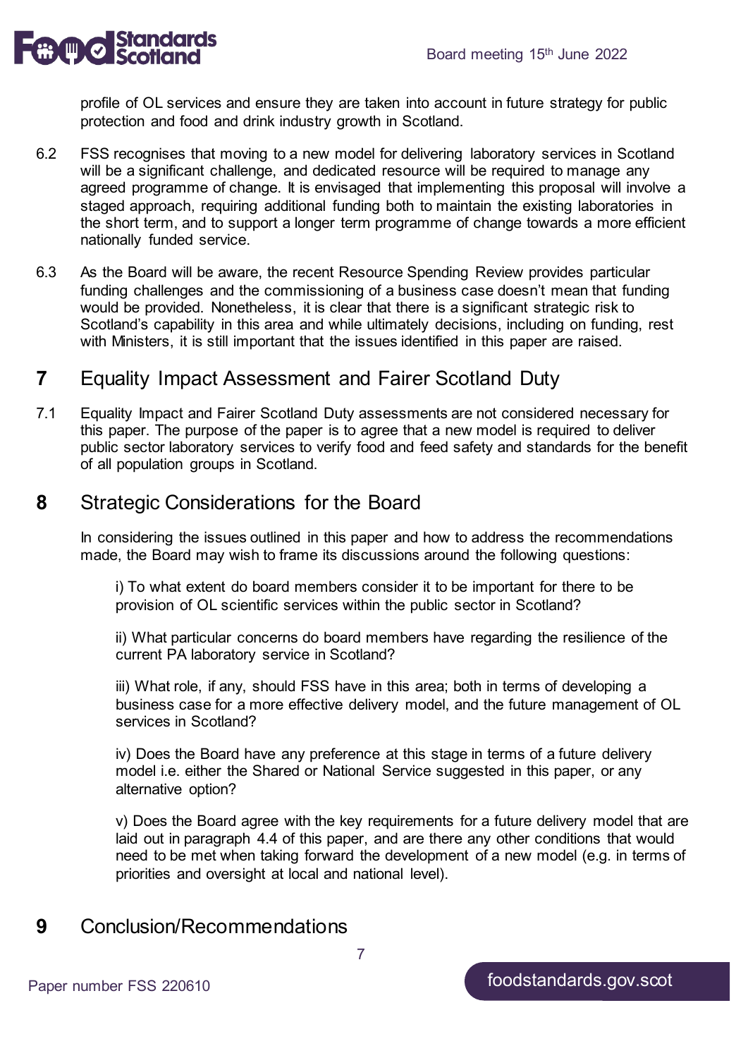profile of OL services and ensure they are taken into account in future strategy for public protection and food and drink industry growth in Scotland.

6.2 FSS recognises that moving to a new model for delivering laboratory services in Scotland will be a significant challenge, and dedicated resource will be required to manage any agreed programme of change. It is envisaged that implementing this proposal will involve a staged approach, requiring additional funding both to maintain the existing laboratories in the short term, and to support a longer term programme of change towards a more efficient nationally funded service.

6.3 As the Board will be aware, the recent Resource Spending Review provides particular funding challenges and the commissioning of a business case doesn't mean that funding would be provided. Nonetheless, it is clear that there is a significant strategic risk to Scotland's capability in this area and while ultimately decisions, including on funding, rest with Ministers, it is still important that the issues identified in this paper are raised.

## 7 Equality Impact Assessment and Fairer Scotland Duty

7.1 Equality Impact and Fairer Scotland Duty assessments are not considered necessary for this paper. The purpose of the paper is to agree that a new model is required to deliver public sector laboratory services to verify food and feed safety and standards for the benefit of all population groups in Scotland.

## 8 Strategic Considerations for the Board

In considering the issues outlined in this paper and how to address the recommendations made, the Board may wish to frame its discussions around the following questions:

i) To what extent do board members consider it to be important for there to be provision of OL scientific services within the public sector in Scotland?

ii) What particular concerns do board members have regarding the resilience of the current PA laboratory service in Scotland?

iii) What role, if any, should FSS have in this area; both in terms of developing a business case for a more effective delivery model, and the future management of OL services in Scotland?

iv) Does the Board have any preference at this stage in terms of a future delivery model i.e. either the Shared or National Service suggested in this paper, or any alternative option?

v) Does the Board agree with the key requirements for a future delivery model that are laid out in paragraph 4.4 of this paper, and are there any other conditions that would need to be met when taking forward the development of a new model (e.g. in terms of priorities and oversight at local and national level).

## 9 Conclusion/Recommendations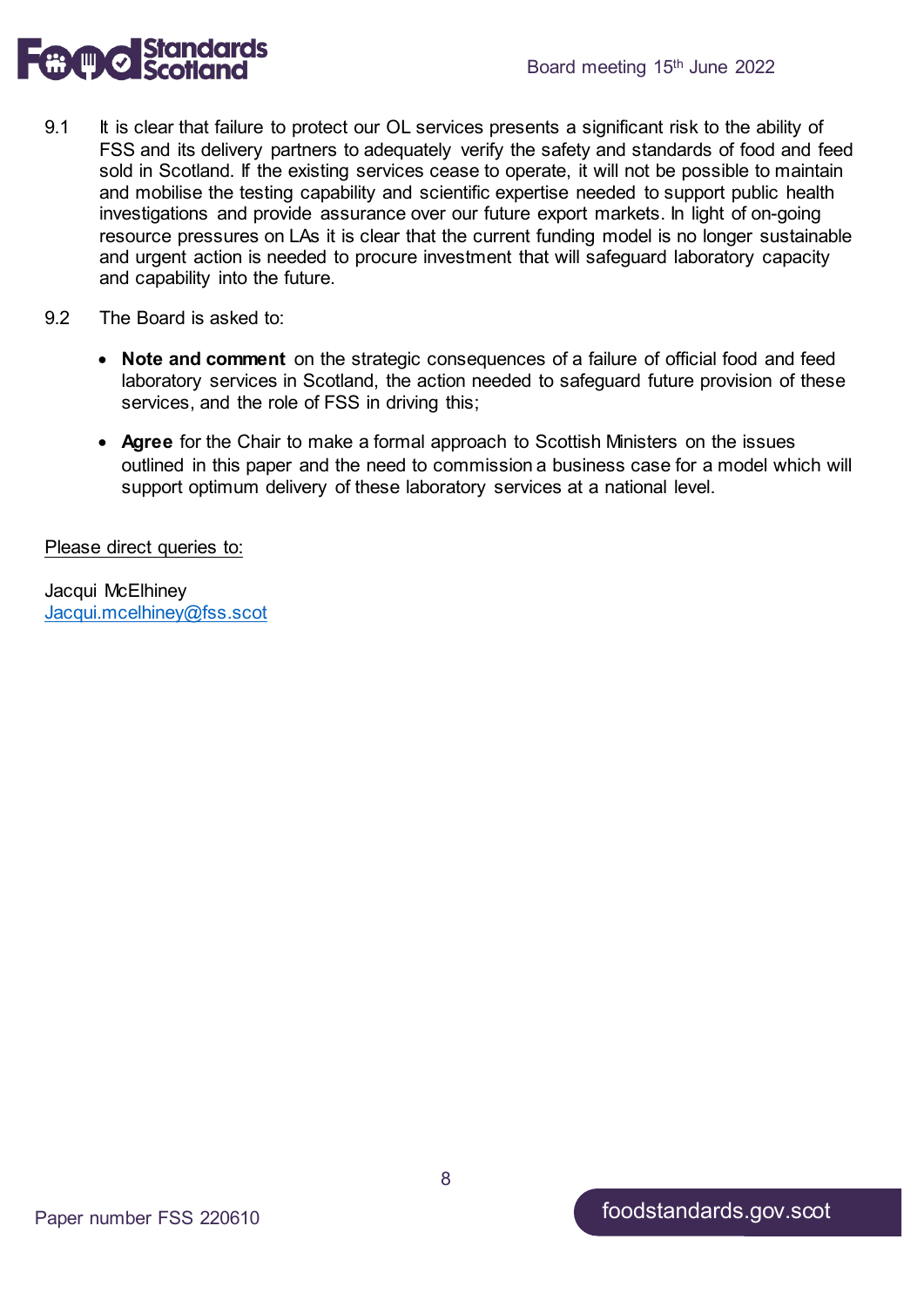9.1 It is clear that failure to protect our OL services presents a significant risk to the ability of FSS and its delivery partners to adequately verify the safety and standards of food and feed sold in Scotland. If the existing services cease to operate, it will not be possible to maintain and mobilise the testing capability and scientific expertise needed to support public health investigations and provide assurance over our future export markets. In light of on-going resource pressures on LAs it is clear that the current funding model is no longer sustainable and urgent action is needed to procure investment that will safeguard laboratory capacity and capability into the future.

9.2 The Board is asked to:

- **Note and comment** on the strategic consequences of a failure of official food and feed laboratory services in Scotland, the action needed to safeguard future provision of these services, and the role of FSS in driving this;
- **Agree** for the Chair to make a formal approach to Scottish Ministers on the issues outlined in this paper and the need to commission a business case for a model which will support optimum delivery of these laboratory services at a national level.

Please direct queries to:

Jacqui McElhiney
Jacqui.mcelhiney@fss.scot